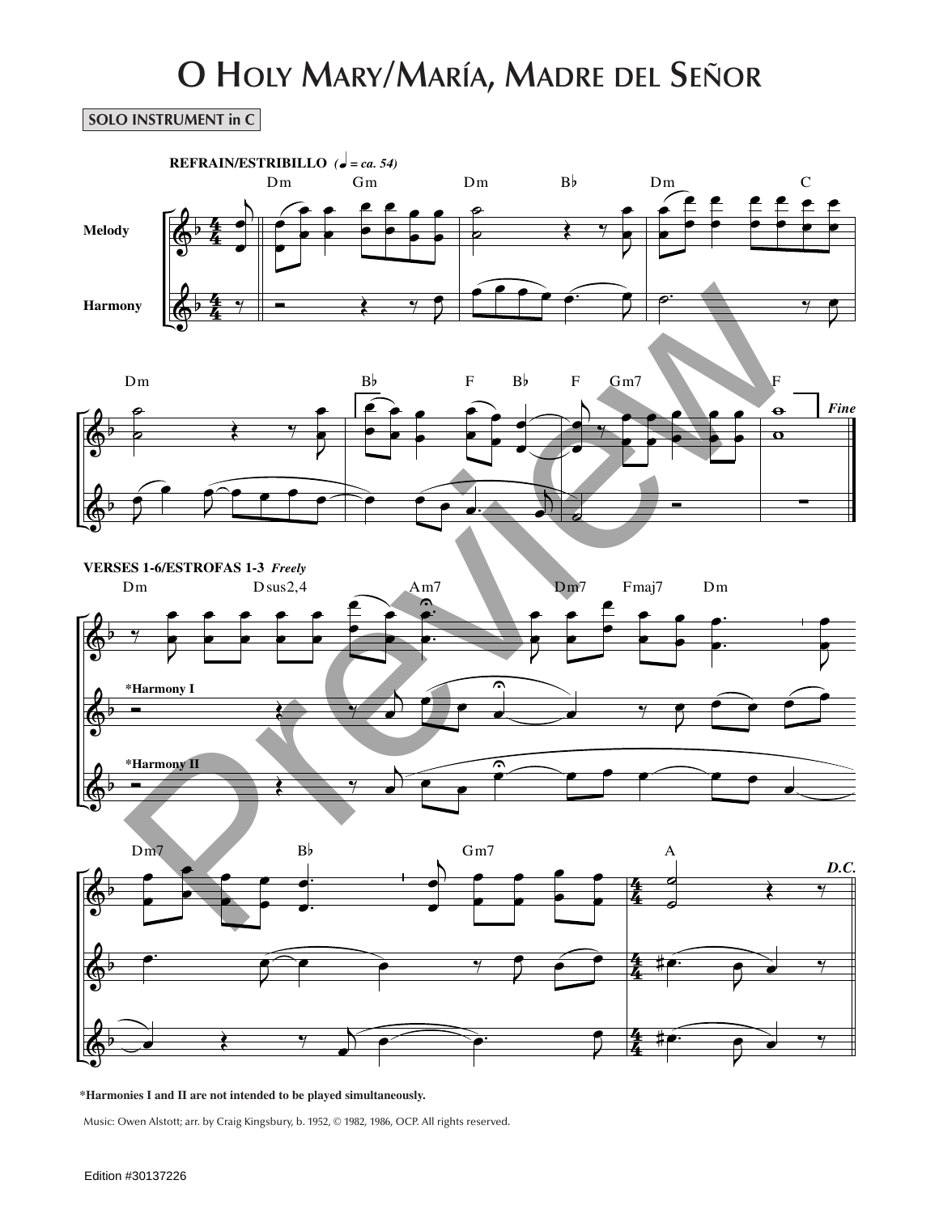# O Holy Mary/María, Madre del Señor

**SOLO INSTRUMENT in C**

**REFRAIN/ESTRIBILLO** *(♩ = ca. 54)*

Melody

Harmony

*Fine*

**VERSES 1-6/ESTROFAS 1-3** *Freely*

*Harmony I

*Harmony II

*D.C.*

**\*Harmonies I and II are not intended to be played simultaneously.**

Music: Owen Alstott; arr. by Craig Kingsbury, b. 1952, © 1982, 1986, OCP. All rights reserved.

Edition #30137226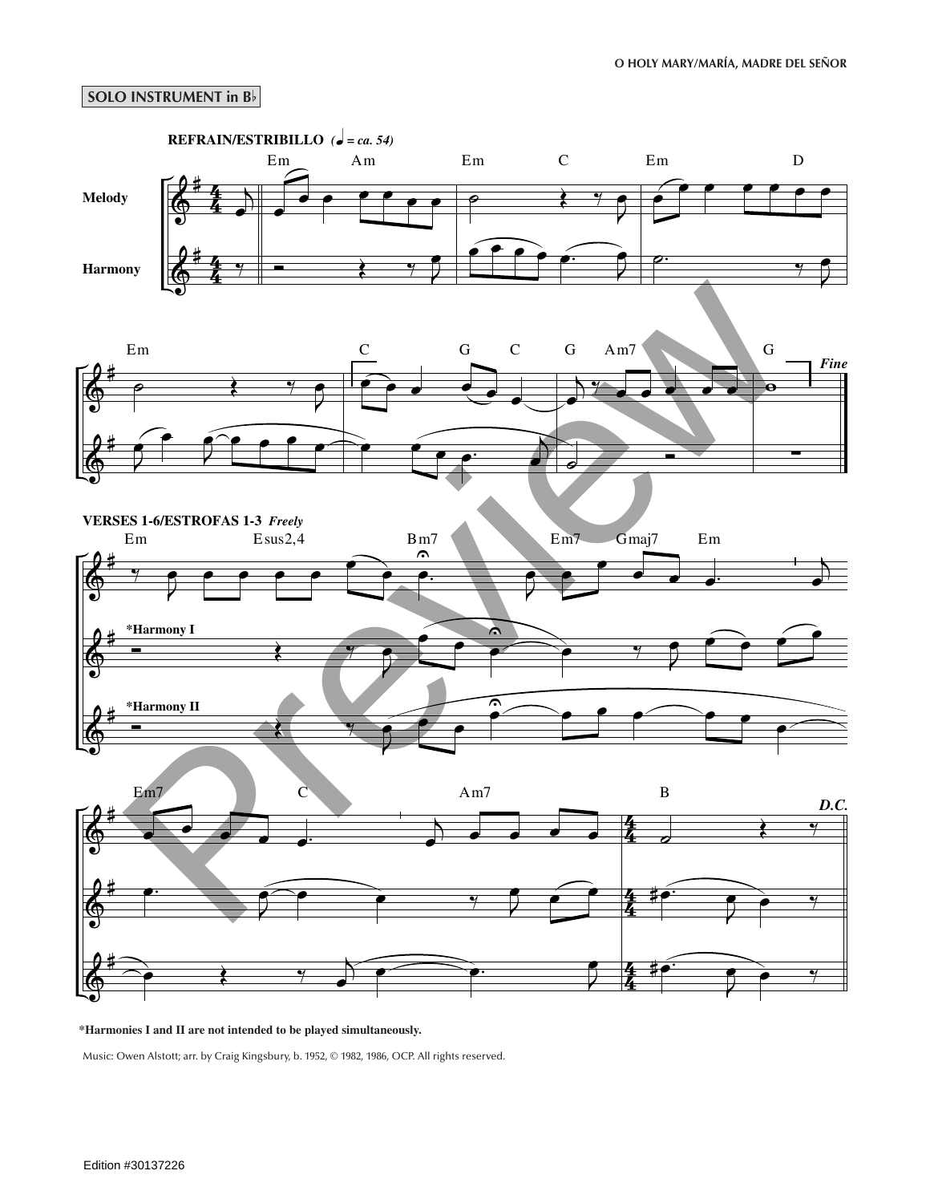**SOLO INSTRUMENT in B♭**

**REFRAIN/ESTRIBILLO** (♩ = ca. 54)

Melody

Harmony

*Fine*

**VERSES 1-6/ESTROFAS 1-3** *Freely*

*Harmony I

*Harmony II

*D.C.*

*Harmonies I and II are not intended to be played simultaneously.

Music: Owen Alstott; arr. by Craig Kingsbury, b. 1952, © 1982, 1986, OCP. All rights reserved.

Edition #30137226